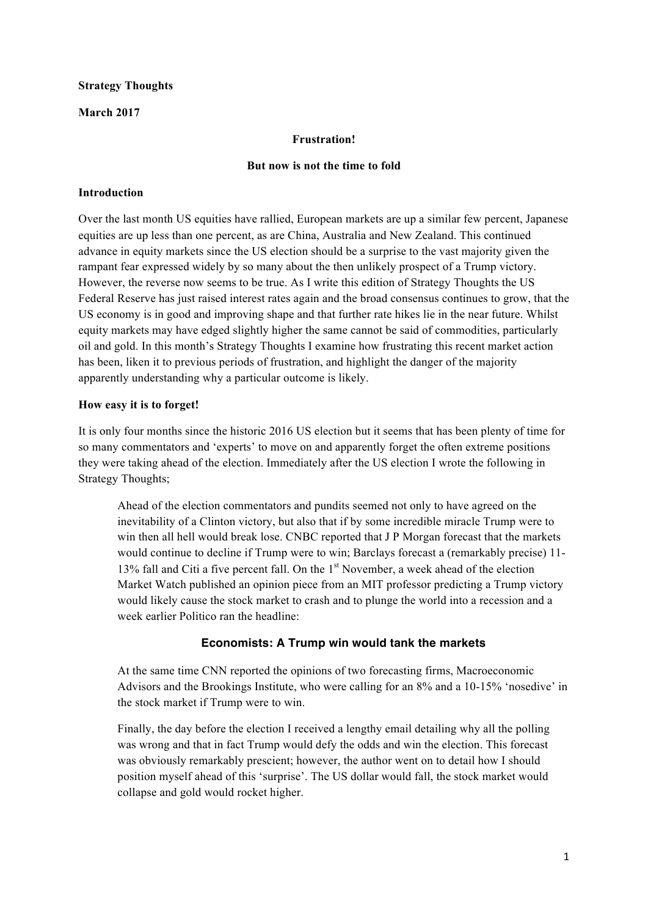**Strategy Thoughts**

**March 2017**

# Frustration!

## But now is not the time to fold

### Introduction

Over the last month US equities have rallied, European markets are up a similar few percent, Japanese equities are up less than one percent, as are China, Australia and New Zealand. This continued advance in equity markets since the US election should be a surprise to the vast majority given the rampant fear expressed widely by so many about the then unlikely prospect of a Trump victory. However, the reverse now seems to be true. As I write this edition of Strategy Thoughts the US Federal Reserve has just raised interest rates again and the broad consensus continues to grow, that the US economy is in good and improving shape and that further rate hikes lie in the near future. Whilst equity markets may have edged slightly higher the same cannot be said of commodities, particularly oil and gold. In this month's Strategy Thoughts I examine how frustrating this recent market action has been, liken it to previous periods of frustration, and highlight the danger of the majority apparently understanding why a particular outcome is likely.

### How easy it is to forget!

It is only four months since the historic 2016 US election but it seems that has been plenty of time for so many commentators and 'experts' to move on and apparently forget the often extreme positions they were taking ahead of the election. Immediately after the US election I wrote the following in Strategy Thoughts;

> Ahead of the election commentators and pundits seemed not only to have agreed on the inevitability of a Clinton victory, but also that if by some incredible miracle Trump were to win then all hell would break lose. CNBC reported that J P Morgan forecast that the markets would continue to decline if Trump were to win; Barclays forecast a (remarkably precise) 11-13% fall and Citi a five percent fall. On the 1st November, a week ahead of the election Market Watch published an opinion piece from an MIT professor predicting a Trump victory would likely cause the stock market to crash and to plunge the world into a recession and a week earlier Politico ran the headline:
>
> **Economists: A Trump win would tank the markets**
>
> At the same time CNN reported the opinions of two forecasting firms, Macroeconomic Advisors and the Brookings Institute, who were calling for an 8% and a 10-15% 'nosedive' in the stock market if Trump were to win.
>
> Finally, the day before the election I received a lengthy email detailing why all the polling was wrong and that in fact Trump would defy the odds and win the election. This forecast was obviously remarkably prescient; however, the author went on to detail how I should position myself ahead of this 'surprise'. The US dollar would fall, the stock market would collapse and gold would rocket higher.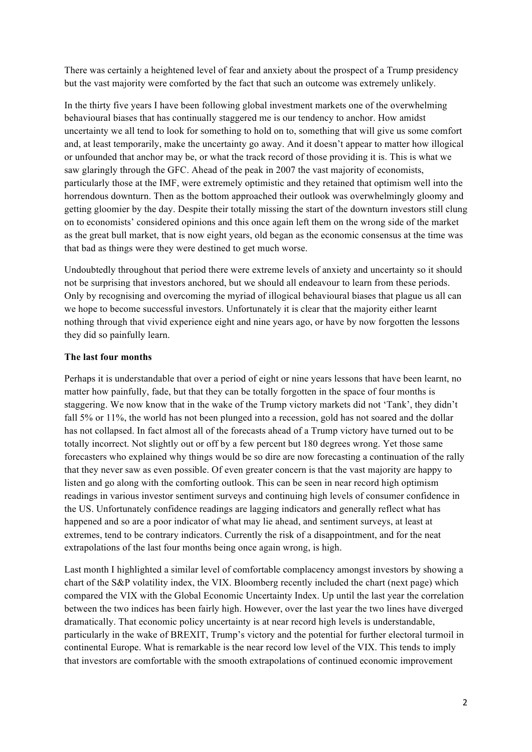There was certainly a heightened level of fear and anxiety about the prospect of a Trump presidency but the vast majority were comforted by the fact that such an outcome was extremely unlikely.

In the thirty five years I have been following global investment markets one of the overwhelming behavioural biases that has continually staggered me is our tendency to anchor. How amidst uncertainty we all tend to look for something to hold on to, something that will give us some comfort and, at least temporarily, make the uncertainty go away. And it doesn't appear to matter how illogical or unfounded that anchor may be, or what the track record of those providing it is. This is what we saw glaringly through the GFC. Ahead of the peak in 2007 the vast majority of economists, particularly those at the IMF, were extremely optimistic and they retained that optimism well into the horrendous downturn. Then as the bottom approached their outlook was overwhelmingly gloomy and getting gloomier by the day. Despite their totally missing the start of the downturn investors still clung on to economists' considered opinions and this once again left them on the wrong side of the market as the great bull market, that is now eight years, old began as the economic consensus at the time was that bad as things were they were destined to get much worse.

Undoubtedly throughout that period there were extreme levels of anxiety and uncertainty so it should not be surprising that investors anchored, but we should all endeavour to learn from these periods. Only by recognising and overcoming the myriad of illogical behavioural biases that plague us all can we hope to become successful investors. Unfortunately it is clear that the majority either learnt nothing through that vivid experience eight and nine years ago, or have by now forgotten the lessons they did so painfully learn.

**The last four months**

Perhaps it is understandable that over a period of eight or nine years lessons that have been learnt, no matter how painfully, fade, but that they can be totally forgotten in the space of four months is staggering. We now know that in the wake of the Trump victory markets did not 'Tank', they didn't fall 5% or 11%, the world has not been plunged into a recession, gold has not soared and the dollar has not collapsed. In fact almost all of the forecasts ahead of a Trump victory have turned out to be totally incorrect. Not slightly out or off by a few percent but 180 degrees wrong. Yet those same forecasters who explained why things would be so dire are now forecasting a continuation of the rally that they never saw as even possible. Of even greater concern is that the vast majority are happy to listen and go along with the comforting outlook. This can be seen in near record high optimism readings in various investor sentiment surveys and continuing high levels of consumer confidence in the US. Unfortunately confidence readings are lagging indicators and generally reflect what has happened and so are a poor indicator of what may lie ahead, and sentiment surveys, at least at extremes, tend to be contrary indicators. Currently the risk of a disappointment, and for the neat extrapolations of the last four months being once again wrong, is high.

Last month I highlighted a similar level of comfortable complacency amongst investors by showing a chart of the S&P volatility index, the VIX. Bloomberg recently included the chart (next page) which compared the VIX with the Global Economic Uncertainty Index. Up until the last year the correlation between the two indices has been fairly high. However, over the last year the two lines have diverged dramatically. That economic policy uncertainty is at near record high levels is understandable, particularly in the wake of BREXIT, Trump's victory and the potential for further electoral turmoil in continental Europe. What is remarkable is the near record low level of the VIX. This tends to imply that investors are comfortable with the smooth extrapolations of continued economic improvement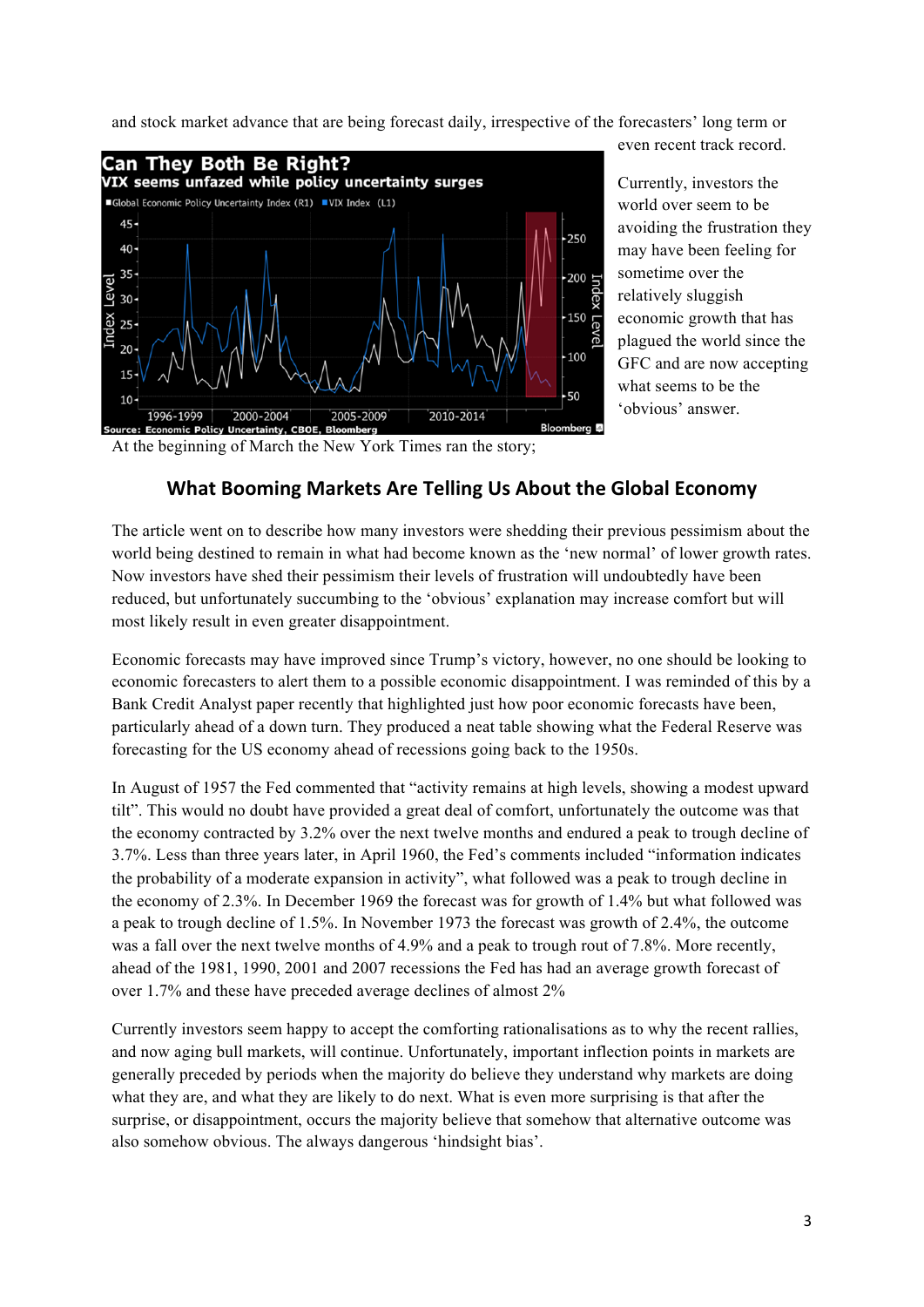and stock market advance that are being forecast daily, irrespective of the forecasters' long term or even recent track record.

Currently, investors the world over seem to be avoiding the frustration they may have been feeling for sometime over the relatively sluggish economic growth that has plagued the world since the GFC and are now accepting what seems to be the 'obvious' answer.

At the beginning of March the New York Times ran the story;

## What Booming Markets Are Telling Us About the Global Economy

The article went on to describe how many investors were shedding their previous pessimism about the world being destined to remain in what had become known as the 'new normal' of lower growth rates. Now investors have shed their pessimism their levels of frustration will undoubtedly have been reduced, but unfortunately succumbing to the 'obvious' explanation may increase comfort but will most likely result in even greater disappointment.

Economic forecasts may have improved since Trump's victory, however, no one should be looking to economic forecasters to alert them to a possible economic disappointment. I was reminded of this by a Bank Credit Analyst paper recently that highlighted just how poor economic forecasts have been, particularly ahead of a down turn. They produced a neat table showing what the Federal Reserve was forecasting for the US economy ahead of recessions going back to the 1950s.

In August of 1957 the Fed commented that "activity remains at high levels, showing a modest upward tilt". This would no doubt have provided a great deal of comfort, unfortunately the outcome was that the economy contracted by 3.2% over the next twelve months and endured a peak to trough decline of 3.7%. Less than three years later, in April 1960, the Fed's comments included "information indicates the probability of a moderate expansion in activity", what followed was a peak to trough decline in the economy of 2.3%. In December 1969 the forecast was for growth of 1.4% but what followed was a peak to trough decline of 1.5%. In November 1973 the forecast was growth of 2.4%, the outcome was a fall over the next twelve months of 4.9% and a peak to trough rout of 7.8%. More recently, ahead of the 1981, 1990, 2001 and 2007 recessions the Fed has had an average growth forecast of over 1.7% and these have preceded average declines of almost 2%

Currently investors seem happy to accept the comforting rationalisations as to why the recent rallies, and now aging bull markets, will continue. Unfortunately, important inflection points in markets are generally preceded by periods when the majority do believe they understand why markets are doing what they are, and what they are likely to do next. What is even more surprising is that after the surprise, or disappointment, occurs the majority believe that somehow that alternative outcome was also somehow obvious. The always dangerous 'hindsight bias'.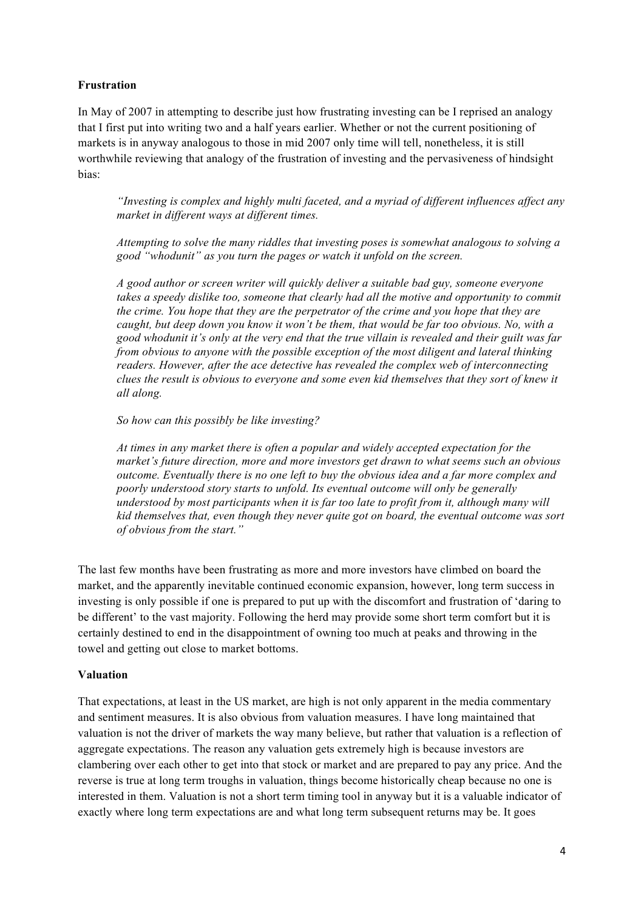**Frustration**

In May of 2007 in attempting to describe just how frustrating investing can be I reprised an analogy that I first put into writing two and a half years earlier. Whether or not the current positioning of markets is in anyway analogous to those in mid 2007 only time will tell, nonetheless, it is still worthwhile reviewing that analogy of the frustration of investing and the pervasiveness of hindsight bias:

> *"Investing is complex and highly multi faceted, and a myriad of different influences affect any market in different ways at different times.*
>
> *Attempting to solve the many riddles that investing poses is somewhat analogous to solving a good "whodunit" as you turn the pages or watch it unfold on the screen.*
>
> *A good author or screen writer will quickly deliver a suitable bad guy, someone everyone takes a speedy dislike too, someone that clearly had all the motive and opportunity to commit the crime. You hope that they are the perpetrator of the crime and you hope that they are caught, but deep down you know it won't be them, that would be far too obvious. No, with a good whodunit it's only at the very end that the true villain is revealed and their guilt was far from obvious to anyone with the possible exception of the most diligent and lateral thinking readers. However, after the ace detective has revealed the complex web of interconnecting clues the result is obvious to everyone and some even kid themselves that they sort of knew it all along.*
>
> *So how can this possibly be like investing?*
>
> *At times in any market there is often a popular and widely accepted expectation for the market's future direction, more and more investors get drawn to what seems such an obvious outcome. Eventually there is no one left to buy the obvious idea and a far more complex and poorly understood story starts to unfold. Its eventual outcome will only be generally understood by most participants when it is far too late to profit from it, although many will kid themselves that, even though they never quite got on board, the eventual outcome was sort of obvious from the start."*

The last few months have been frustrating as more and more investors have climbed on board the market, and the apparently inevitable continued economic expansion, however, long term success in investing is only possible if one is prepared to put up with the discomfort and frustration of 'daring to be different' to the vast majority. Following the herd may provide some short term comfort but it is certainly destined to end in the disappointment of owning too much at peaks and throwing in the towel and getting out close to market bottoms.

**Valuation**

That expectations, at least in the US market, are high is not only apparent in the media commentary and sentiment measures. It is also obvious from valuation measures. I have long maintained that valuation is not the driver of markets the way many believe, but rather that valuation is a reflection of aggregate expectations. The reason any valuation gets extremely high is because investors are clambering over each other to get into that stock or market and are prepared to pay any price. And the reverse is true at long term troughs in valuation, things become historically cheap because no one is interested in them. Valuation is not a short term timing tool in anyway but it is a valuable indicator of exactly where long term expectations are and what long term subsequent returns may be. It goes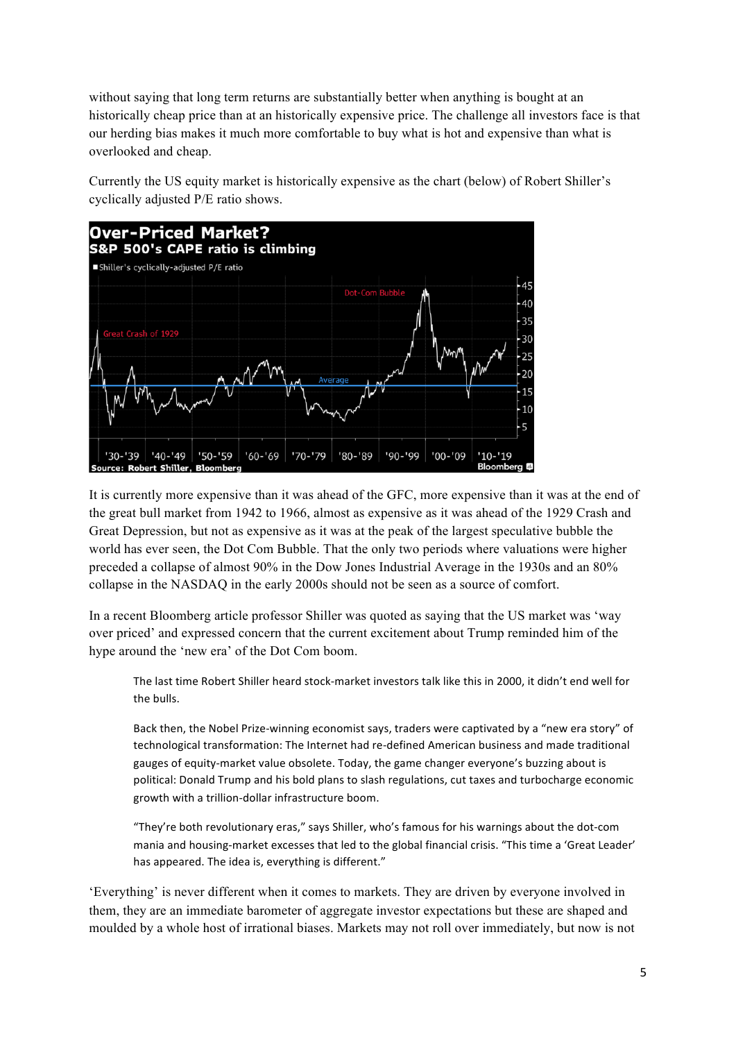without saying that long term returns are substantially better when anything is bought at an historically cheap price than at an historically expensive price. The challenge all investors face is that our herding bias makes it much more comfortable to buy what is hot and expensive than what is overlooked and cheap.

Currently the US equity market is historically expensive as the chart (below) of Robert Shiller's cyclically adjusted P/E ratio shows.

It is currently more expensive than it was ahead of the GFC, more expensive than it was at the end of the great bull market from 1942 to 1966, almost as expensive as it was ahead of the 1929 Crash and Great Depression, but not as expensive as it was at the peak of the largest speculative bubble the world has ever seen, the Dot Com Bubble. That the only two periods where valuations were higher preceded a collapse of almost 90% in the Dow Jones Industrial Average in the 1930s and an 80% collapse in the NASDAQ in the early 2000s should not be seen as a source of comfort.

In a recent Bloomberg article professor Shiller was quoted as saying that the US market was 'way over priced' and expressed concern that the current excitement about Trump reminded him of the hype around the 'new era' of the Dot Com boom.

> The last time Robert Shiller heard stock-market investors talk like this in 2000, it didn't end well for the bulls.
>
> Back then, the Nobel Prize-winning economist says, traders were captivated by a "new era story" of technological transformation: The Internet had re-defined American business and made traditional gauges of equity-market value obsolete. Today, the game changer everyone's buzzing about is political: Donald Trump and his bold plans to slash regulations, cut taxes and turbocharge economic growth with a trillion-dollar infrastructure boom.
>
> "They're both revolutionary eras," says Shiller, who's famous for his warnings about the dot-com mania and housing-market excesses that led to the global financial crisis. "This time a 'Great Leader' has appeared. The idea is, everything is different."

'Everything' is never different when it comes to markets. They are driven by everyone involved in them, they are an immediate barometer of aggregate investor expectations but these are shaped and moulded by a whole host of irrational biases. Markets may not roll over immediately, but now is not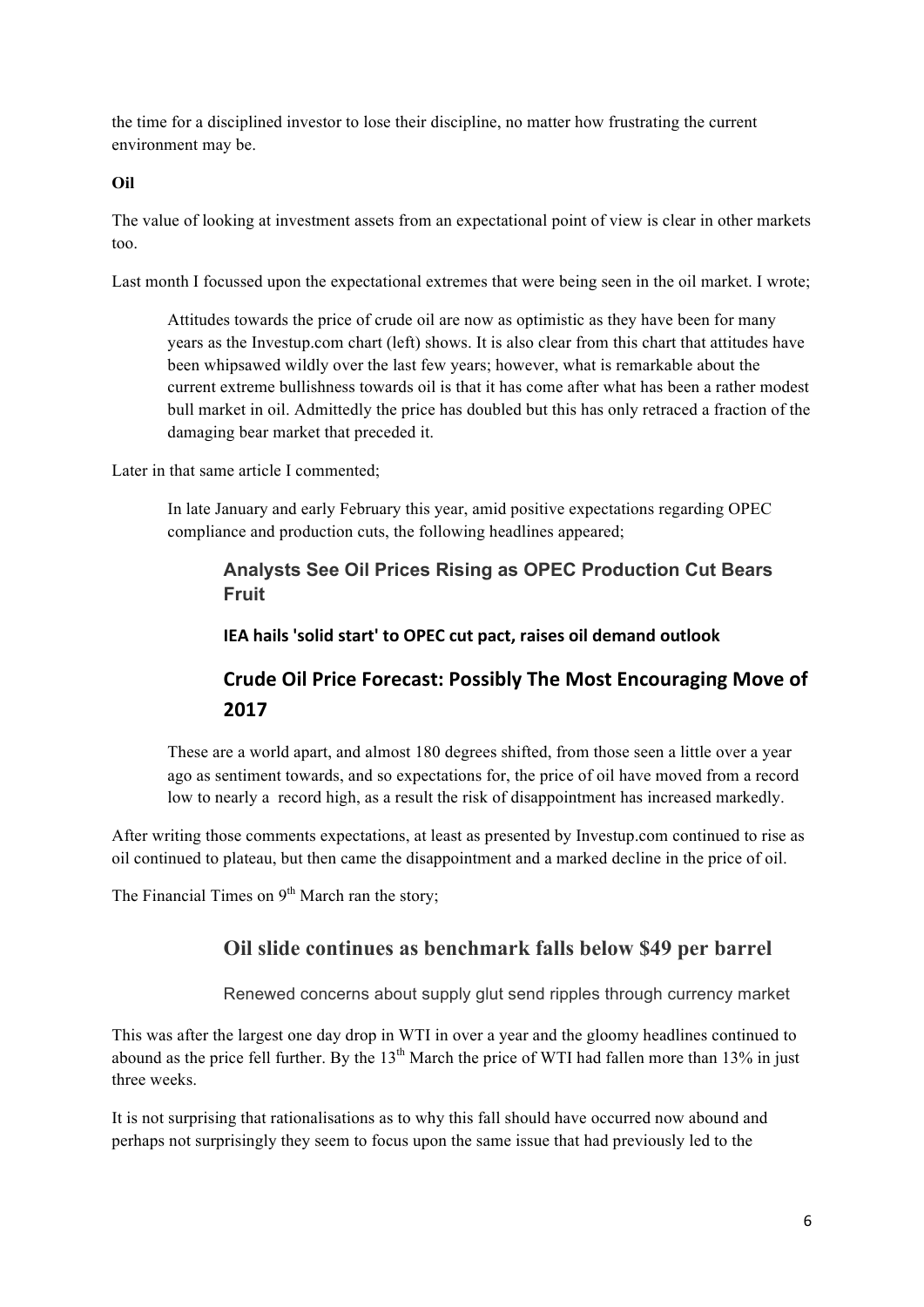the time for a disciplined investor to lose their discipline, no matter how frustrating the current environment may be.

**Oil**

The value of looking at investment assets from an expectational point of view is clear in other markets too.

Last month I focussed upon the expectational extremes that were being seen in the oil market. I wrote;

> Attitudes towards the price of crude oil are now as optimistic as they have been for many years as the Investup.com chart (left) shows. It is also clear from this chart that attitudes have been whipsawed wildly over the last few years; however, what is remarkable about the current extreme bullishness towards oil is that it has come after what has been a rather modest bull market in oil. Admittedly the price has doubled but this has only retraced a fraction of the damaging bear market that preceded it.

Later in that same article I commented;

> In late January and early February this year, amid positive expectations regarding OPEC compliance and production cuts, the following headlines appeared;
>
> > **Analysts See Oil Prices Rising as OPEC Production Cut Bears Fruit**
> >
> > **IEA hails 'solid start' to OPEC cut pact, raises oil demand outlook**
> >
> > **Crude Oil Price Forecast: Possibly The Most Encouraging Move of 2017**
>
> These are a world apart, and almost 180 degrees shifted, from those seen a little over a year ago as sentiment towards, and so expectations for, the price of oil have moved from a record low to nearly a record high, as a result the risk of disappointment has increased markedly.

After writing those comments expectations, at least as presented by Investup.com continued to rise as oil continued to plateau, but then came the disappointment and a marked decline in the price of oil.

The Financial Times on 9th March ran the story;

> **Oil slide continues as benchmark falls below $49 per barrel**
>
> Renewed concerns about supply glut send ripples through currency market

This was after the largest one day drop in WTI in over a year and the gloomy headlines continued to abound as the price fell further. By the 13th March the price of WTI had fallen more than 13% in just three weeks.

It is not surprising that rationalisations as to why this fall should have occurred now abound and perhaps not surprisingly they seem to focus upon the same issue that had previously led to the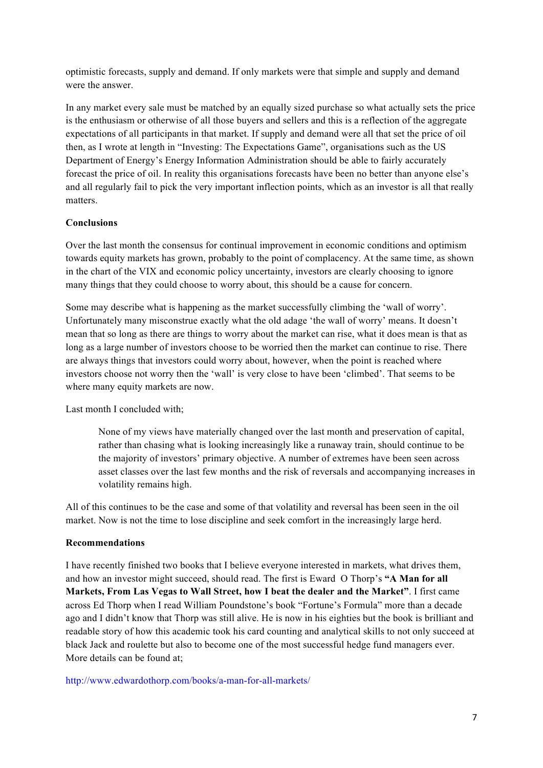optimistic forecasts, supply and demand. If only markets were that simple and supply and demand were the answer.

In any market every sale must be matched by an equally sized purchase so what actually sets the price is the enthusiasm or otherwise of all those buyers and sellers and this is a reflection of the aggregate expectations of all participants in that market. If supply and demand were all that set the price of oil then, as I wrote at length in "Investing: The Expectations Game", organisations such as the US Department of Energy's Energy Information Administration should be able to fairly accurately forecast the price of oil. In reality this organisations forecasts have been no better than anyone else's and all regularly fail to pick the very important inflection points, which as an investor is all that really matters.

**Conclusions**

Over the last month the consensus for continual improvement in economic conditions and optimism towards equity markets has grown, probably to the point of complacency. At the same time, as shown in the chart of the VIX and economic policy uncertainty, investors are clearly choosing to ignore many things that they could choose to worry about, this should be a cause for concern.

Some may describe what is happening as the market successfully climbing the 'wall of worry'. Unfortunately many misconstrue exactly what the old adage 'the wall of worry' means. It doesn't mean that so long as there are things to worry about the market can rise, what it does mean is that as long as a large number of investors choose to be worried then the market can continue to rise. There are always things that investors could worry about, however, when the point is reached where investors choose not worry then the 'wall' is very close to have been 'climbed'. That seems to be where many equity markets are now.

Last month I concluded with;

> None of my views have materially changed over the last month and preservation of capital, rather than chasing what is looking increasingly like a runaway train, should continue to be the majority of investors' primary objective. A number of extremes have been seen across asset classes over the last few months and the risk of reversals and accompanying increases in volatility remains high.

All of this continues to be the case and some of that volatility and reversal has been seen in the oil market. Now is not the time to lose discipline and seek comfort in the increasingly large herd.

**Recommendations**

I have recently finished two books that I believe everyone interested in markets, what drives them, and how an investor might succeed, should read. The first is Eward  O Thorp's **"A Man for all Markets, From Las Vegas to Wall Street, how I beat the dealer and the Market"**. I first came across Ed Thorp when I read William Poundstone's book "Fortune's Formula" more than a decade ago and I didn't know that Thorp was still alive. He is now in his eighties but the book is brilliant and readable story of how this academic took his card counting and analytical skills to not only succeed at black Jack and roulette but also to become one of the most successful hedge fund managers ever. More details can be found at;

http://www.edwardothorp.com/books/a-man-for-all-markets/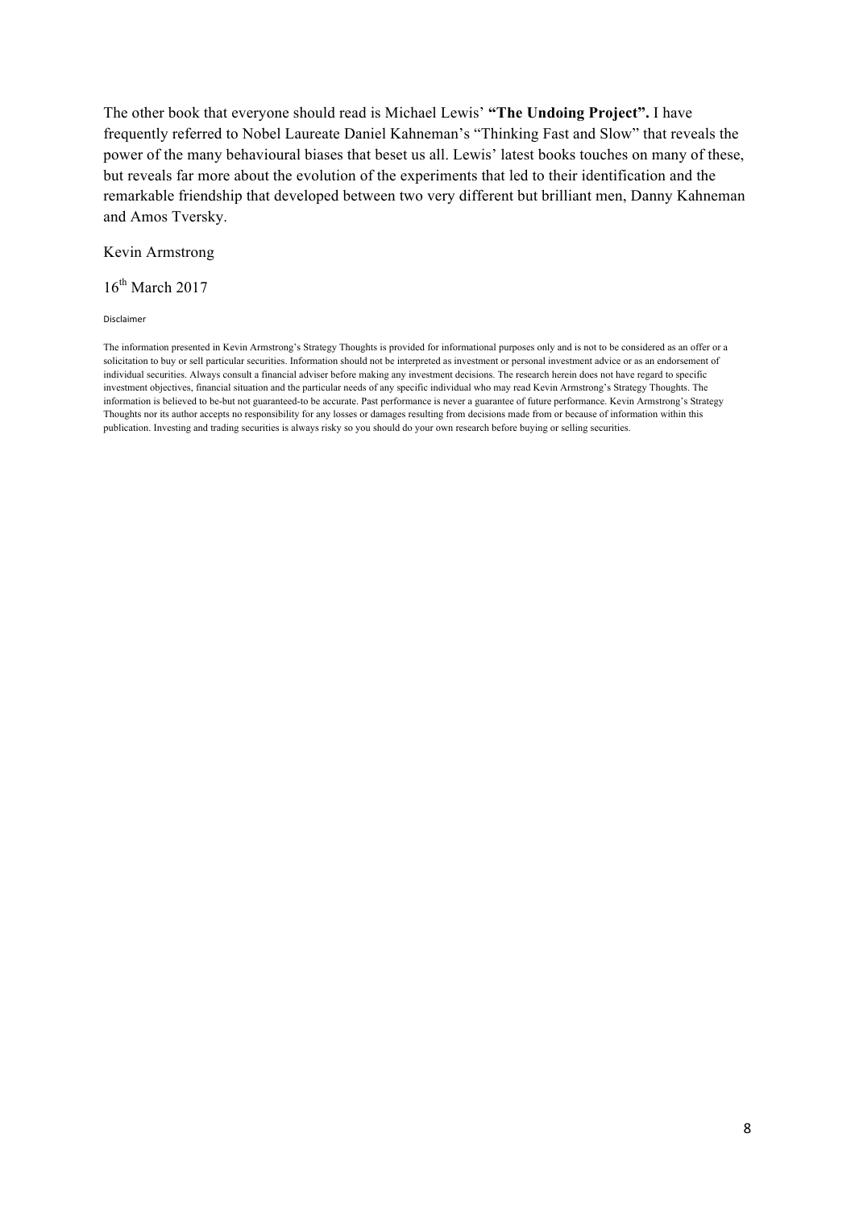The other book that everyone should read is Michael Lewis' **"The Undoing Project".** I have frequently referred to Nobel Laureate Daniel Kahneman's "Thinking Fast and Slow" that reveals the power of the many behavioural biases that beset us all. Lewis' latest books touches on many of these, but reveals far more about the evolution of the experiments that led to their identification and the remarkable friendship that developed between two very different but brilliant men, Danny Kahneman and Amos Tversky.

Kevin Armstrong

16th March 2017

Disclaimer

The information presented in Kevin Armstrong's Strategy Thoughts is provided for informational purposes only and is not to be considered as an offer or a solicitation to buy or sell particular securities. Information should not be interpreted as investment or personal investment advice or as an endorsement of individual securities. Always consult a financial adviser before making any investment decisions. The research herein does not have regard to specific investment objectives, financial situation and the particular needs of any specific individual who may read Kevin Armstrong's Strategy Thoughts. The information is believed to be-but not guaranteed-to be accurate. Past performance is never a guarantee of future performance. Kevin Armstrong's Strategy Thoughts nor its author accepts no responsibility for any losses or damages resulting from decisions made from or because of information within this publication. Investing and trading securities is always risky so you should do your own research before buying or selling securities.